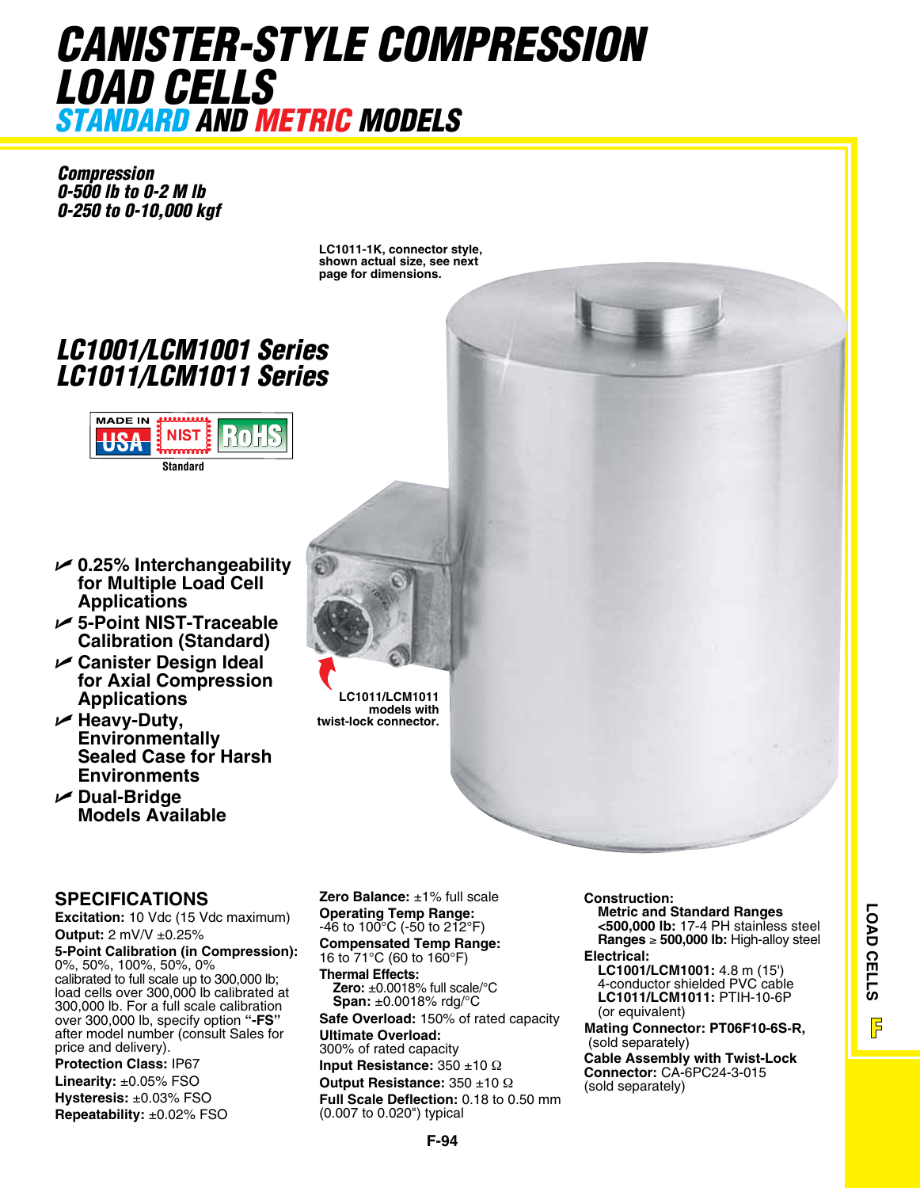# CANISTER-STYLE COMPRESSION LOAD CELLS

## STANDARD AND METRIC MODELS

***Compression***
***0-500 lb to 0-2 M lb***
***0-250 to 0-10,000 kgf***

LC1011-1K, connector style, shown actual size, see next page for dimensions.

## *LC1001/LCM1001 Series*
## *LC1011/LCM1011 Series*

MADE IN USA | NIST | RoHS

Standard

- **0.25% Interchangeability for Multiple Load Cell Applications**
- **5-Point NIST-Traceable Calibration (Standard)**
- **Canister Design Ideal for Axial Compression Applications**
- **Heavy-Duty, Environmentally Sealed Case for Harsh Environments**
- **Dual-Bridge Models Available**

LC1011/LCM1011 models with twist-lock connector.

## SPECIFICATIONS

**Excitation:** 10 Vdc (15 Vdc maximum)
**Output:** 2 mV/V ±0.25%
**5-Point Calibration (in Compression):** 0%, 50%, 100%, 50%, 0%
calibrated to full scale up to 300,000 lb; load cells over 300,000 lb calibrated at 300,000 lb. For a full scale calibration over 300,000 lb, specify option **"-FS"** after model number (consult Sales for price and delivery).
**Protection Class:** IP67
**Linearity:** ±0.05% FSO
**Hysteresis:** ±0.03% FSO
**Repeatability:** ±0.02% FSO
**Zero Balance:** ±1% full scale
**Operating Temp Range:** -46 to 100°C (-50 to 212°F)
**Compensated Temp Range:** 16 to 71°C (60 to 160°F)
**Thermal Effects:**
  **Zero:** ±0.0018% full scale/°C
  **Span:** ±0.0018% rdg/°C
**Safe Overload:** 150% of rated capacity
**Ultimate Overload:** 300% of rated capacity
**Input Resistance:** 350 ±10 Ω
**Output Resistance:** 350 ±10 Ω
**Full Scale Deflection:** 0.18 to 0.50 mm (0.007 to 0.020") typical
**Construction:**
  **Metric and Standard Ranges**
  **<500,000 lb:** 17-4 PH stainless steel
  **Ranges ≥ 500,000 lb:** High-alloy steel
**Electrical:**
  **LC1001/LCM1001:** 4.8 m (15') 4-conductor shielded PVC cable
  **LC1011/LCM1011:** PTIH-10-6P (or equivalent)
**Mating Connector: PT06F10-6S-R,** (sold separately)
**Cable Assembly with Twist-Lock Connector:** CA-6PC24-3-015 (sold separately)